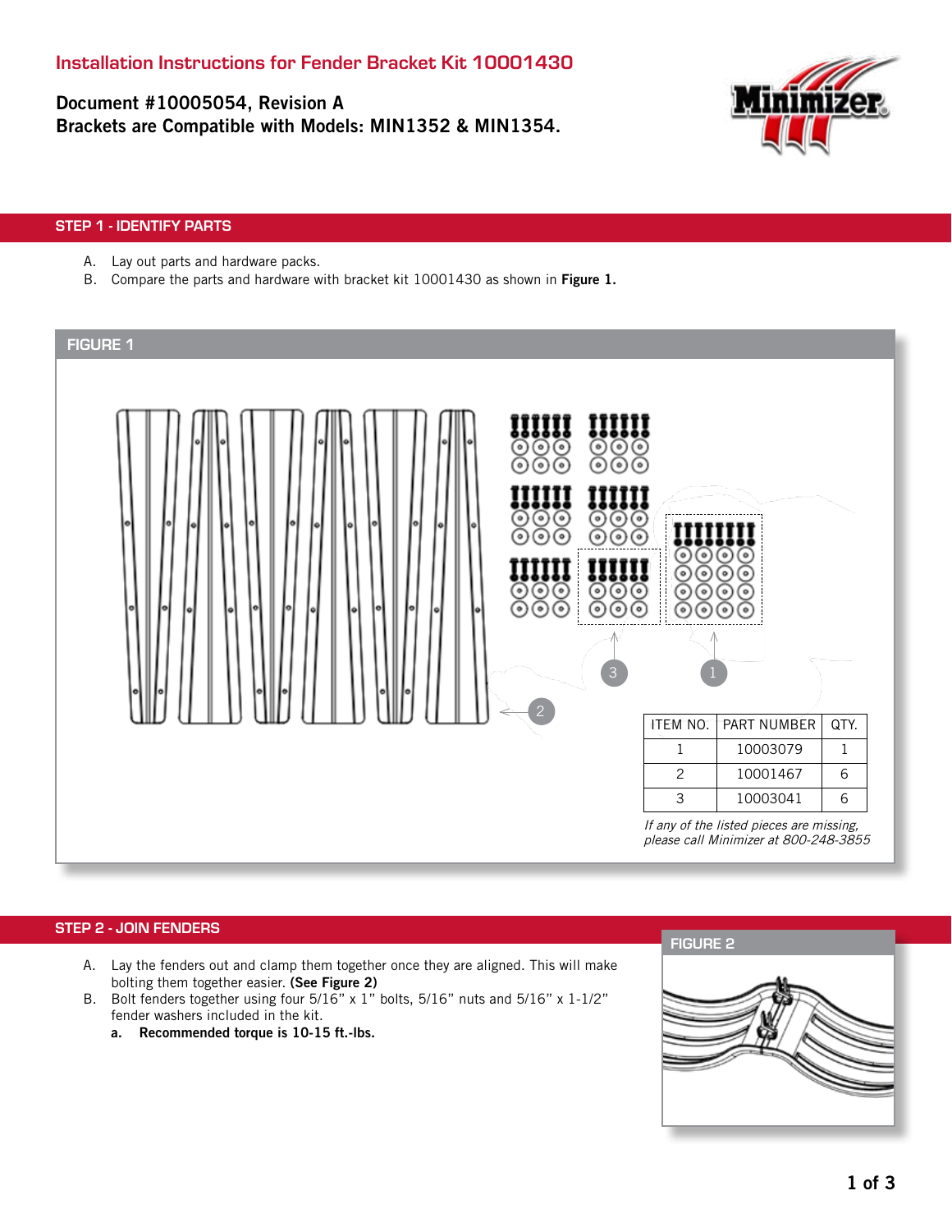# Installation Instructions for Fender Bracket Kit 10001430

**Document #10005054, Revision A**
**Brackets are Compatible with Models: MIN1352 & MIN1354.**

## STEP 1 - IDENTIFY PARTS

A. Lay out parts and hardware packs.
B. Compare the parts and hardware with bracket kit 10001430 as shown in **Figure 1.**

### FIGURE 1

| ITEM NO. | PART NUMBER | QTY. |
|---|---|---|
| 1 | 10003079 | 1 |
| 2 | 10001467 | 6 |
| 3 | 10003041 | 6 |

*If any of the listed pieces are missing, please call Minimizer at 800-248-3855*

## STEP 2 - JOIN FENDERS

A. Lay the fenders out and clamp them together once they are aligned. This will make bolting them together easier. **(See Figure 2)**
B. Bolt fenders together using four 5/16" x 1" bolts, 5/16" nuts and 5/16" x 1-1/2" fender washers included in the kit.
   a. **Recommended torque is 10-15 ft.-lbs.**

### FIGURE 2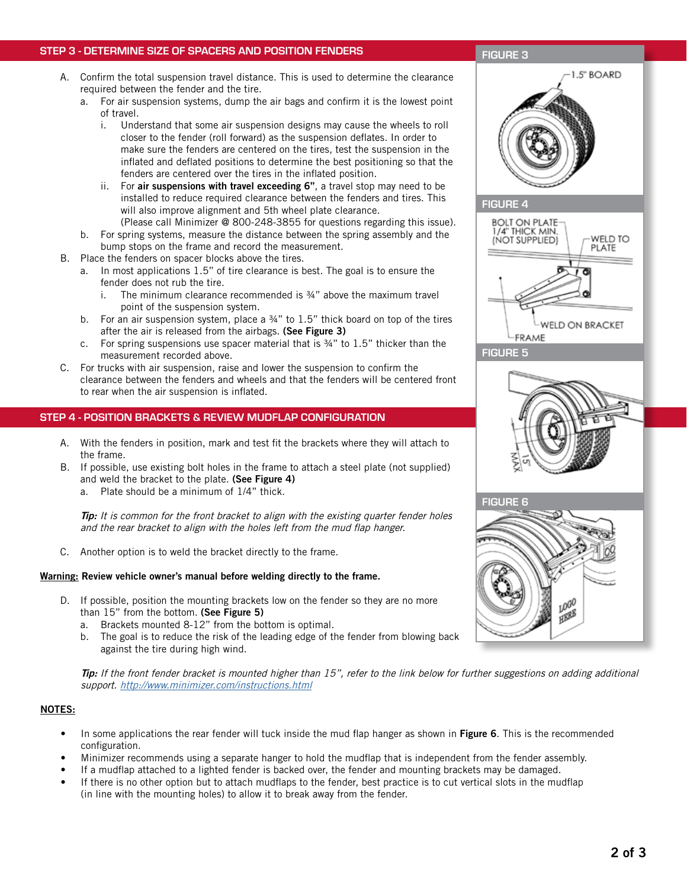## STEP 3 - DETERMINE SIZE OF SPACERS AND POSITION FENDERS

A. Confirm the total suspension travel distance. This is used to determine the clearance required between the fender and the tire.
   a. For air suspension systems, dump the air bags and confirm it is the lowest point of travel.
      i. Understand that some air suspension designs may cause the wheels to roll closer to the fender (roll forward) as the suspension deflates. In order to make sure the fenders are centered on the tires, test the suspension in the inflated and deflated positions to determine the best positioning so that the fenders are centered over the tires in the inflated position.
      ii. For **air suspensions with travel exceeding 6"**, a travel stop may need to be installed to reduce required clearance between the fenders and tires. This will also improve alignment and 5th wheel plate clearance.
      (Please call Minimizer @ 800-248-3855 for questions regarding this issue).
   b. For spring systems, measure the distance between the spring assembly and the bump stops on the frame and record the measurement.
B. Place the fenders on spacer blocks above the tires.
   a. In most applications 1.5" of tire clearance is best. The goal is to ensure the fender does not rub the tire.
      i. The minimum clearance recommended is ¾" above the maximum travel point of the suspension system.
   b. For an air suspension system, place a ¾" to 1.5" thick board on top of the tires after the air is released from the airbags. **(See Figure 3)**
   c. For spring suspensions use spacer material that is ¾" to 1.5" thicker than the measurement recorded above.
C. For trucks with air suspension, raise and lower the suspension to confirm the clearance between the fenders and wheels and that the fenders will be centered front to rear when the air suspension is inflated.

FIGURE 3

1.5" BOARD

FIGURE 4

BOLT ON PLATE 1/4" THICK MIN. (NOT SUPPLIED)

WELD TO PLATE

WELD ON BRACKET

FRAME

FIGURE 5

15" MAX

FIGURE 6

LOGO HERE

## STEP 4 - POSITION BRACKETS & REVIEW MUDFLAP CONFIGURATION

A. With the fenders in position, mark and test fit the brackets where they will attach to the frame.
B. If possible, use existing bolt holes in the frame to attach a steel plate (not supplied) and weld the bracket to the plate. **(See Figure 4)**
   a. Plate should be a minimum of 1/4" thick.

*Tip: It is common for the front bracket to align with the existing quarter fender holes and the rear bracket to align with the holes left from the mud flap hanger.*

C. Another option is to weld the bracket directly to the frame.

**Warning: Review vehicle owner's manual before welding directly to the frame.**

D. If possible, position the mounting brackets low on the fender so they are no more than 15" from the bottom. **(See Figure 5)**
   a. Brackets mounted 8-12" from the bottom is optimal.
   b. The goal is to reduce the risk of the leading edge of the fender from blowing back against the tire during high wind.

*Tip: If the front fender bracket is mounted higher than 15", refer to the link below for further suggestions on adding additional support. http://www.minimizer.com/instructions.html*

**NOTES:**

- In some applications the rear fender will tuck inside the mud flap hanger as shown in **Figure 6**. This is the recommended configuration.
- Minimizer recommends using a separate hanger to hold the mudflap that is independent from the fender assembly.
- If a mudflap attached to a lighted fender is backed over, the fender and mounting brackets may be damaged.
- If there is no other option but to attach mudflaps to the fender, best practice is to cut vertical slots in the mudflap (in line with the mounting holes) to allow it to break away from the fender.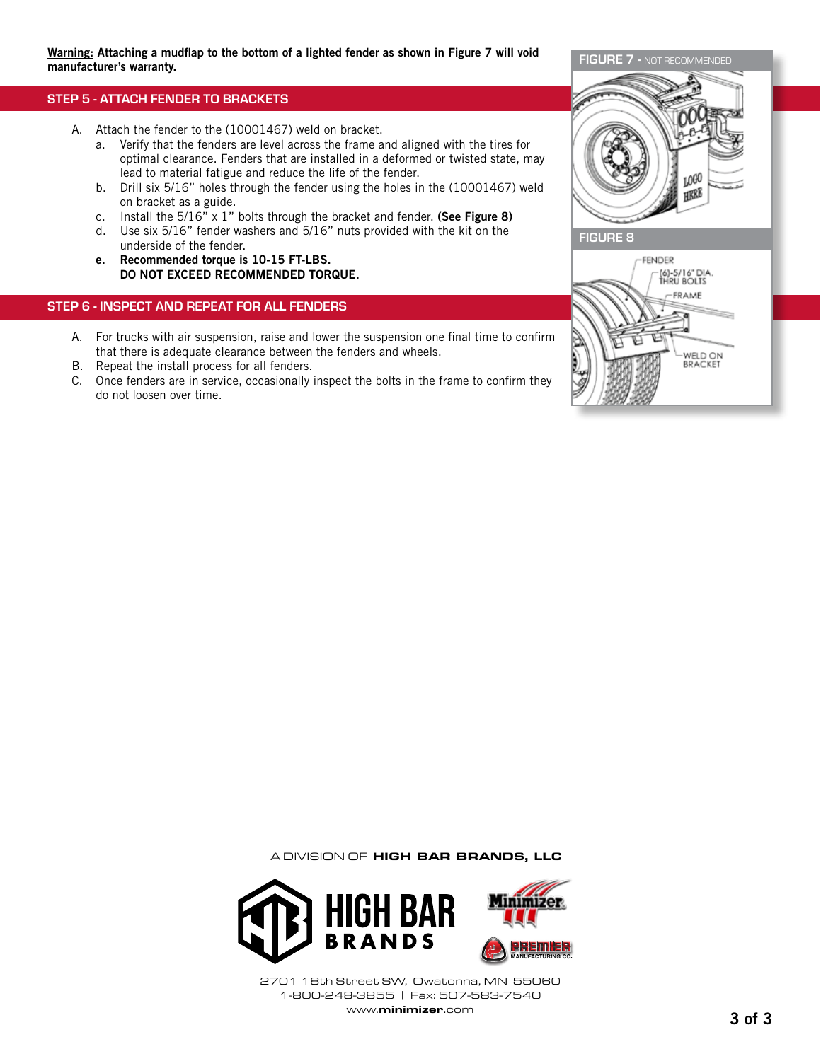**Warning:** **Attaching a mudflap to the bottom of a lighted fender as shown in Figure 7 will void manufacturer's warranty.**

## STEP 5 - ATTACH FENDER TO BRACKETS

A. Attach the fender to the (10001467) weld on bracket.
   a. Verify that the fenders are level across the frame and aligned with the tires for optimal clearance. Fenders that are installed in a deformed or twisted state, may lead to material fatigue and reduce the life of the fender.
   b. Drill six 5/16" holes through the fender using the holes in the (10001467) weld on bracket as a guide.
   c. Install the 5/16" x 1" bolts through the bracket and fender. **(See Figure 8)**
   d. Use six 5/16" fender washers and 5/16" nuts provided with the kit on the underside of the fender.
   **e. Recommended torque is 10-15 FT-LBS.**
   **DO NOT EXCEED RECOMMENDED TORQUE.**

## STEP 6 - INSPECT AND REPEAT FOR ALL FENDERS

A. For trucks with air suspension, raise and lower the suspension one final time to confirm that there is adequate clearance between the fenders and wheels.
B. Repeat the install process for all fenders.
C. Once fenders are in service, occasionally inspect the bolts in the frame to confirm they do not loosen over time.

**FIGURE 7** - NOT RECOMMENDED

LOGO HERE

**FIGURE 8**

FENDER
(6)-5/16" DIA. THRU BOLTS
FRAME
WELD ON BRACKET

A DIVISION OF **HIGH BAR BRANDS, LLC**

HIGH BAR BRANDS

Minimizer

PREMIER MANUFACTURING CO.

2701 18th Street SW, Owatonna, MN 55060
1-800-248-3855 | Fax: 507-583-7540
www.**minimizer**.com